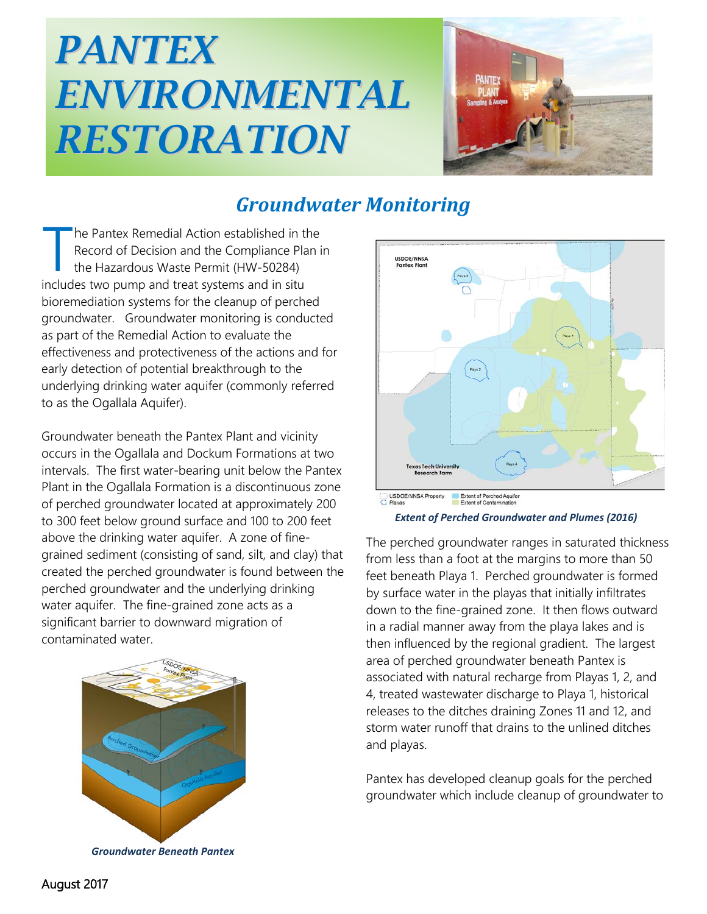# PANTEX ENVIRONMENTAL RESTORATION

## Groundwater Monitoring

The Pantex Remedial Action established in the Record of Decision and the Compliance Plan in the Hazardous Waste Permit (HW-50284) includes two pump and treat systems and in situ bioremediation systems for the cleanup of perched groundwater. Groundwater monitoring is conducted as part of the Remedial Action to evaluate the effectiveness and protectiveness of the actions and for early detection of potential breakthrough to the underlying drinking water aquifer (commonly referred to as the Ogallala Aquifer).

Groundwater beneath the Pantex Plant and vicinity occurs in the Ogallala and Dockum Formations at two intervals. The first water-bearing unit below the Pantex Plant in the Ogallala Formation is a discontinuous zone of perched groundwater located at approximately 200 to 300 feet below ground surface and 100 to 200 feet above the drinking water aquifer. A zone of fine-grained sediment (consisting of sand, silt, and clay) that created the perched groundwater is found between the perched groundwater and the underlying drinking water aquifer. The fine-grained zone acts as a significant barrier to downward migration of contaminated water.

*Groundwater Beneath Pantex*

*Extent of Perched Groundwater and Plumes (2016)*

The perched groundwater ranges in saturated thickness from less than a foot at the margins to more than 50 feet beneath Playa 1. Perched groundwater is formed by surface water in the playas that initially infiltrates down to the fine-grained zone. It then flows outward in a radial manner away from the playa lakes and is then influenced by the regional gradient. The largest area of perched groundwater beneath Pantex is associated with natural recharge from Playas 1, 2, and 4, treated wastewater discharge to Playa 1, historical releases to the ditches draining Zones 11 and 12, and storm water runoff that drains to the unlined ditches and playas.

Pantex has developed cleanup goals for the perched groundwater which include cleanup of groundwater to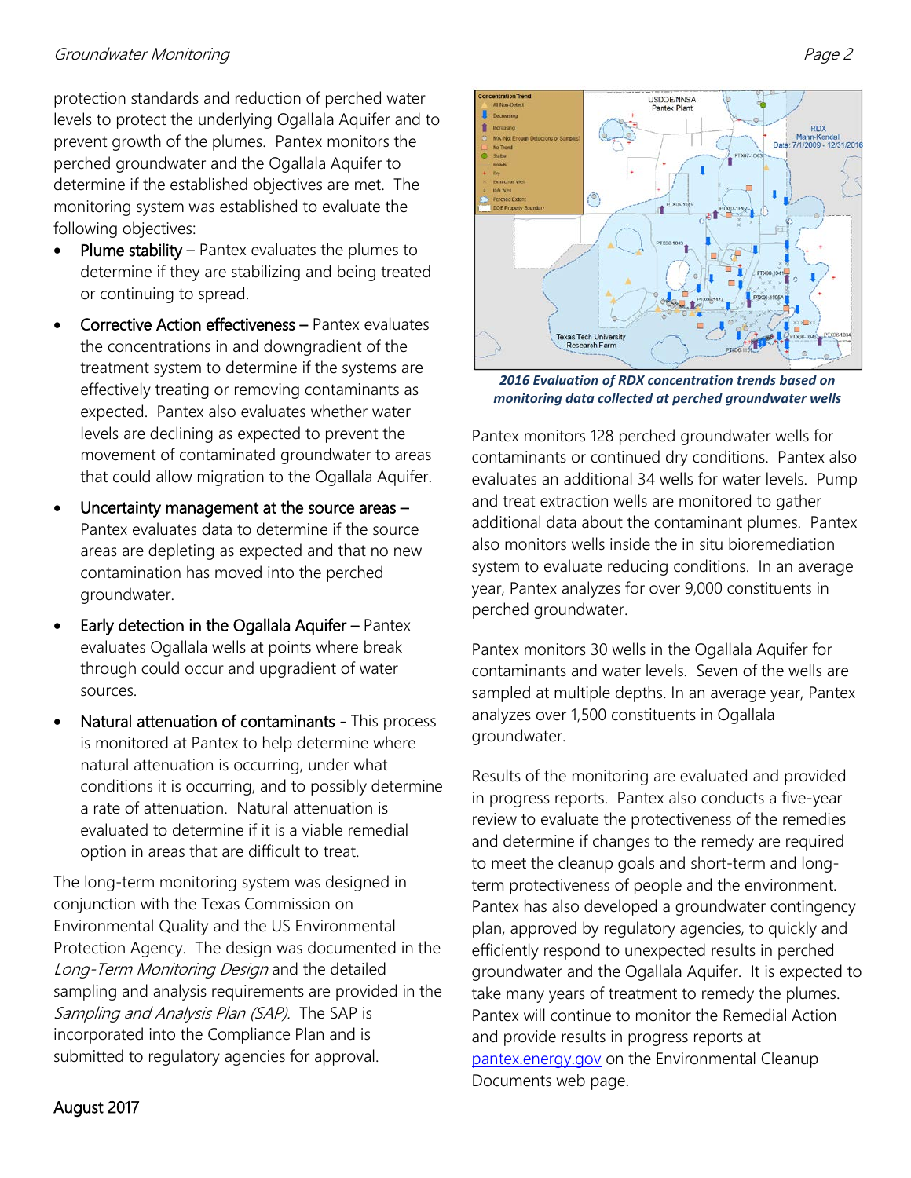protection standards and reduction of perched water levels to protect the underlying Ogallala Aquifer and to prevent growth of the plumes. Pantex monitors the perched groundwater and the Ogallala Aquifer to determine if the established objectives are met. The monitoring system was established to evaluate the following objectives:

- Plume stability – Pantex evaluates the plumes to determine if they are stabilizing and being treated or continuing to spread.
- Corrective Action effectiveness – Pantex evaluates the concentrations in and downgradient of the treatment system to determine if the systems are effectively treating or removing contaminants as expected. Pantex also evaluates whether water levels are declining as expected to prevent the movement of contaminated groundwater to areas that could allow migration to the Ogallala Aquifer.
- Uncertainty management at the source areas – Pantex evaluates data to determine if the source areas are depleting as expected and that no new contamination has moved into the perched groundwater.
- Early detection in the Ogallala Aquifer – Pantex evaluates Ogallala wells at points where break through could occur and upgradient of water sources.
- Natural attenuation of contaminants - This process is monitored at Pantex to help determine where natural attenuation is occurring, under what conditions it is occurring, and to possibly determine a rate of attenuation. Natural attenuation is evaluated to determine if it is a viable remedial option in areas that are difficult to treat.

The long-term monitoring system was designed in conjunction with the Texas Commission on Environmental Quality and the US Environmental Protection Agency. The design was documented in the *Long-Term Monitoring Design* and the detailed sampling and analysis requirements are provided in the *Sampling and Analysis Plan (SAP).* The SAP is incorporated into the Compliance Plan and is submitted to regulatory agencies for approval.

***2016 Evaluation of RDX concentration trends based on monitoring data collected at perched groundwater wells***

Pantex monitors 128 perched groundwater wells for contaminants or continued dry conditions. Pantex also evaluates an additional 34 wells for water levels. Pump and treat extraction wells are monitored to gather additional data about the contaminant plumes. Pantex also monitors wells inside the in situ bioremediation system to evaluate reducing conditions. In an average year, Pantex analyzes for over 9,000 constituents in perched groundwater.

Pantex monitors 30 wells in the Ogallala Aquifer for contaminants and water levels. Seven of the wells are sampled at multiple depths. In an average year, Pantex analyzes over 1,500 constituents in Ogallala groundwater.

Results of the monitoring are evaluated and provided in progress reports. Pantex also conducts a five-year review to evaluate the protectiveness of the remedies and determine if changes to the remedy are required to meet the cleanup goals and short-term and long-term protectiveness of people and the environment. Pantex has also developed a groundwater contingency plan, approved by regulatory agencies, to quickly and efficiently respond to unexpected results in perched groundwater and the Ogallala Aquifer. It is expected to take many years of treatment to remedy the plumes. Pantex will continue to monitor the Remedial Action and provide results in progress reports at pantex.energy.gov on the Environmental Cleanup Documents web page.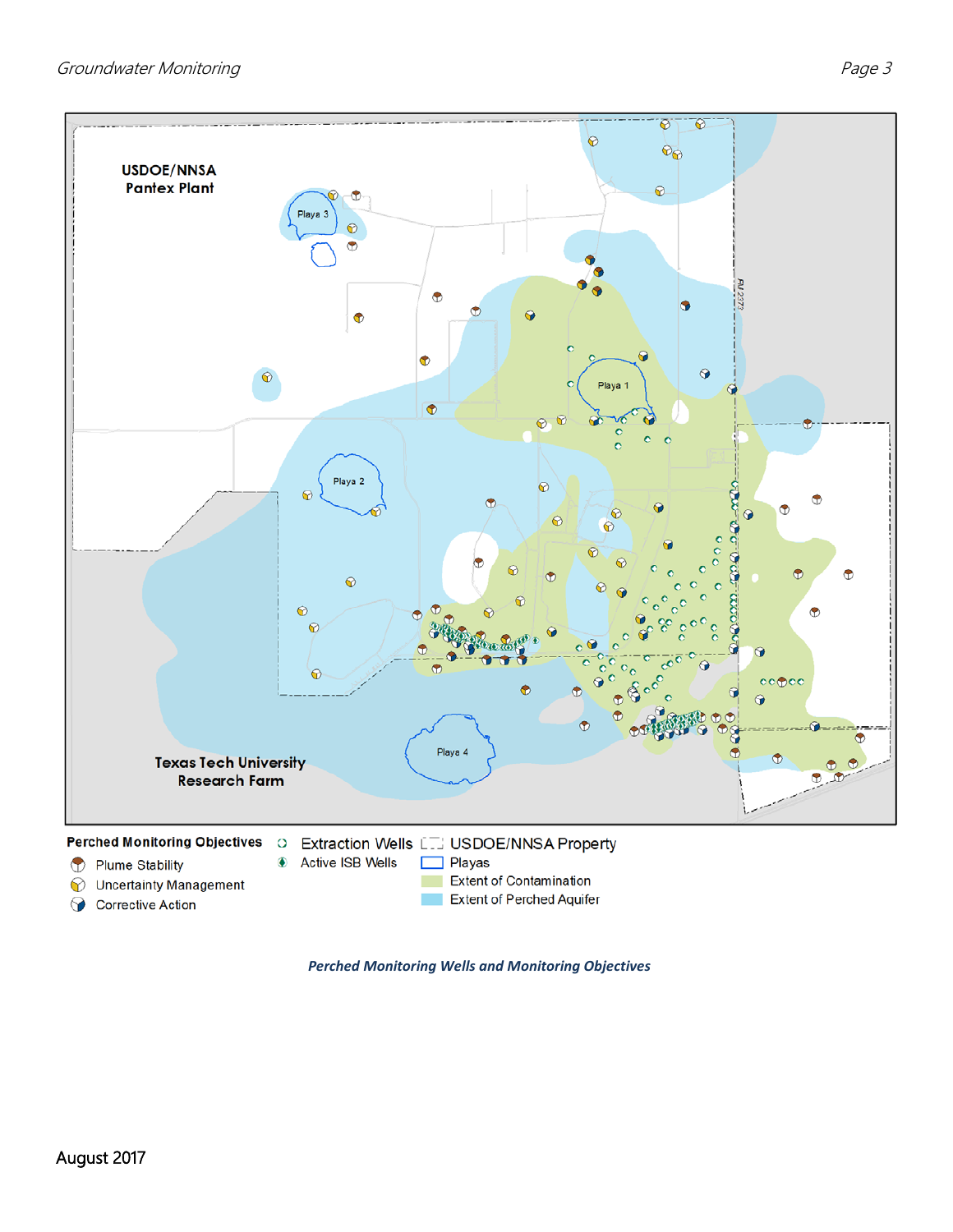USDOE/NNSA Pantex Plant

Playa 3

Playa 1

Playa 2

FM 2373

Texas Tech University Research Farm

Playa 4

**Perched Monitoring Objectives**

- Plume Stability
- Uncertainty Management
- Corrective Action

- Extraction Wells
- Active ISB Wells

- USDOE/NNSA Property
- Playas
- Extent of Contamination
- Extent of Perched Aquifer

***Perched Monitoring Wells and Monitoring Objectives***

August 2017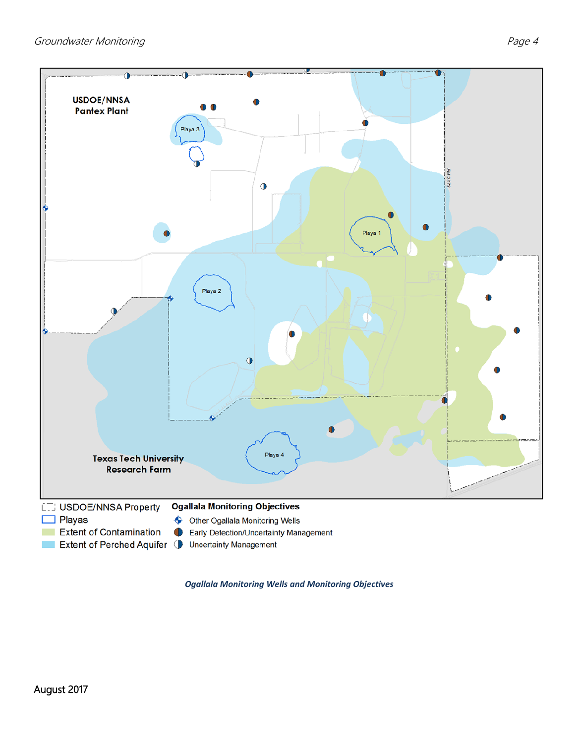USDOE/NNSA
Pantex Plant

Playa 3

Playa 1

Playa 2

Playa 4

FM 2373

Texas Tech University
Research Farm

USDOE/NNSA Property
Playas
Extent of Contamination
Extent of Perched Aquifer

**Ogallala Monitoring Objectives**

Other Ogallala Monitoring Wells
Early Detection/Uncertainty Management
Uncertainty Management

*Ogallala Monitoring Wells and Monitoring Objectives*

August 2017